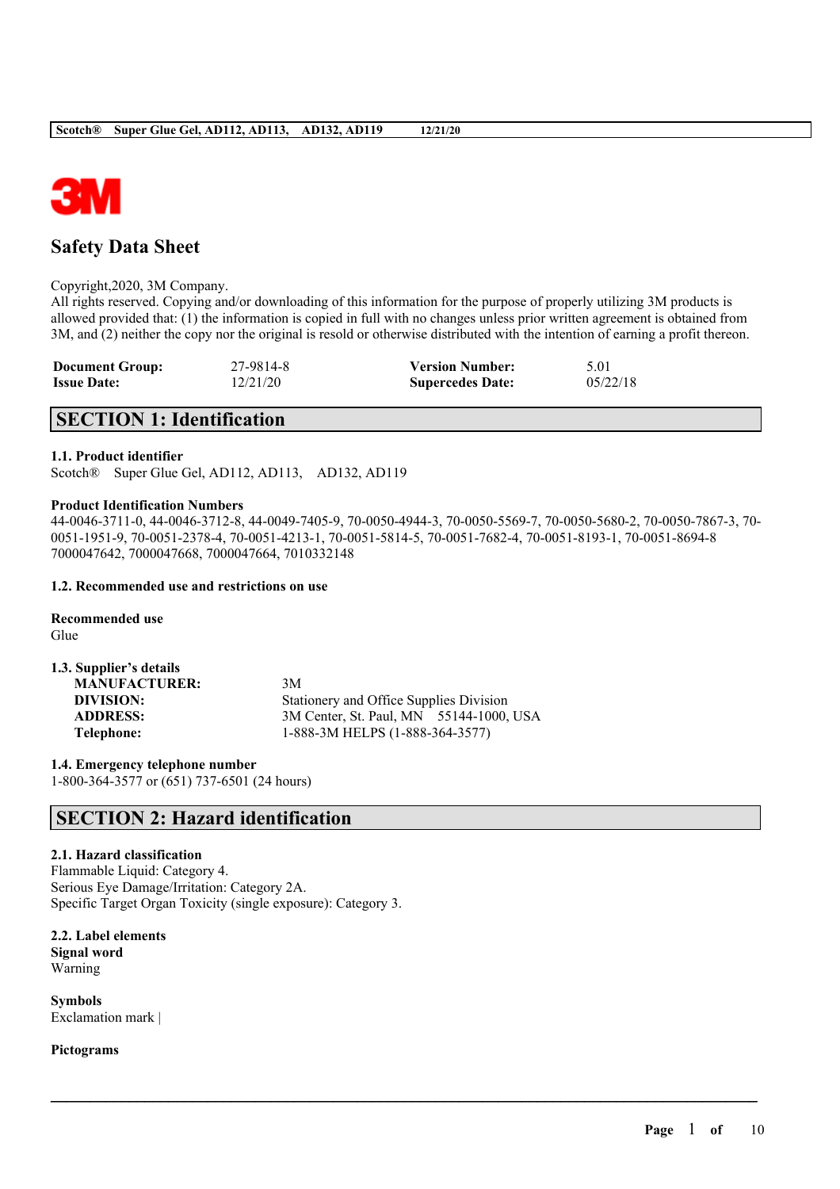# Safety Data Sheet

Copyright,2020, 3M Company.
All rights reserved. Copying and/or downloading of this information for the purpose of properly utilizing 3M products is allowed provided that: (1) the information is copied in full with no changes unless prior written agreement is obtained from 3M, and (2) neither the copy nor the original is resold or otherwise distributed with the intention of earning a profit thereon.

| | | | |
|---|---|---|---|
| **Document Group:** | 27-9814-8 | **Version Number:** | 5.01 |
| **Issue Date:** | 12/21/20 | **Supercedes Date:** | 05/22/18 |

## SECTION 1: Identification

### 1.1. Product identifier

Scotch® Super Glue Gel, AD112, AD113, AD132, AD119

**Product Identification Numbers**

44-0046-3711-0, 44-0046-3712-8, 44-0049-7405-9, 70-0050-4944-3, 70-0050-5569-7, 70-0050-5680-2, 70-0050-7867-3, 70-0051-1951-9, 70-0051-2378-4, 70-0051-4213-1, 70-0051-5814-5, 70-0051-7682-4, 70-0051-8193-1, 70-0051-8694-8
7000047642, 7000047668, 7000047664, 7010332148

### 1.2. Recommended use and restrictions on use

**Recommended use**

Glue

### 1.3. Supplier's details

| | |
|---|---|
| **MANUFACTURER:** | 3M |
| **DIVISION:** | Stationery and Office Supplies Division |
| **ADDRESS:** | 3M Center, St. Paul, MN 55144-1000, USA |
| **Telephone:** | 1-888-3M HELPS (1-888-364-3577) |

### 1.4. Emergency telephone number

1-800-364-3577 or (651) 737-6501 (24 hours)

## SECTION 2: Hazard identification

### 2.1. Hazard classification

Flammable Liquid: Category 4.
Serious Eye Damage/Irritation: Category 2A.
Specific Target Organ Toxicity (single exposure): Category 3.

### 2.2. Label elements

**Signal word**

Warning

**Symbols**

Exclamation mark |

**Pictograms**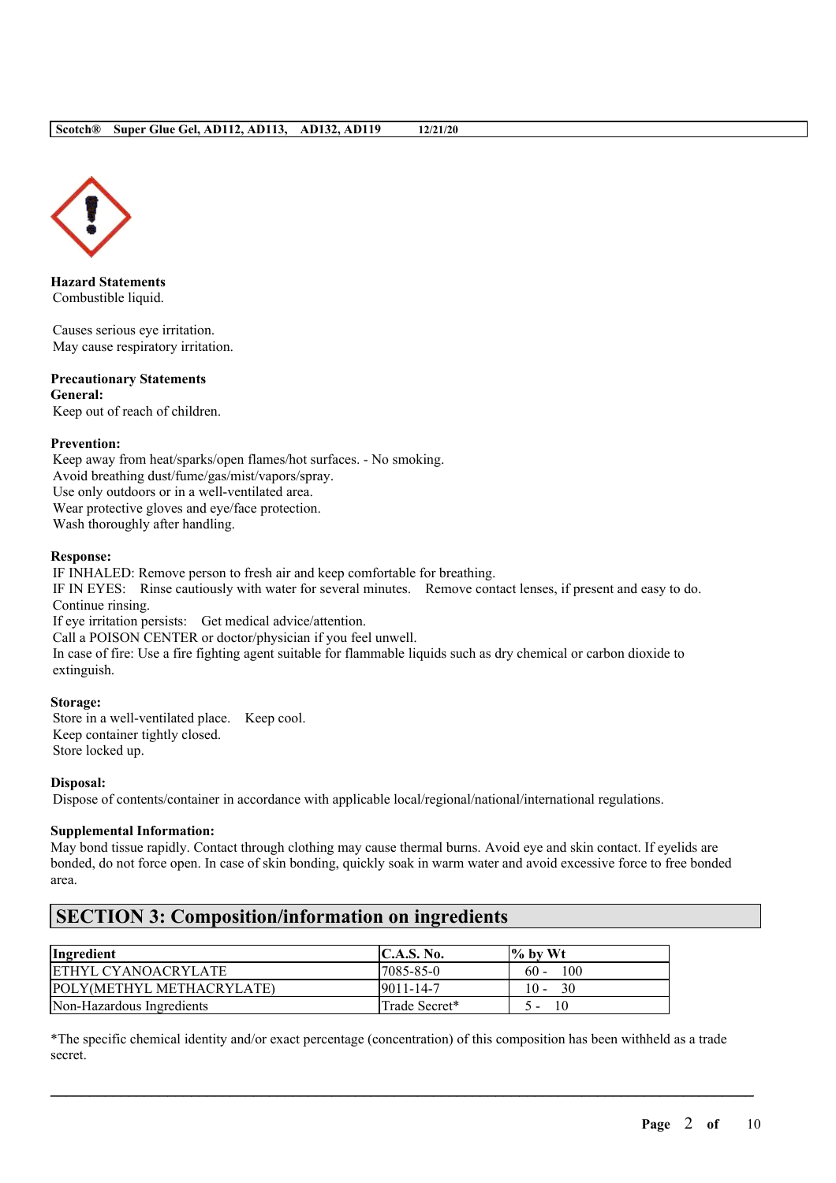**Hazard Statements**
Combustible liquid.

Causes serious eye irritation.
May cause respiratory irritation.

**Precautionary Statements**
**General:**
Keep out of reach of children.

**Prevention:**
Keep away from heat/sparks/open flames/hot surfaces. - No smoking.
Avoid breathing dust/fume/gas/mist/vapors/spray.
Use only outdoors or in a well-ventilated area.
Wear protective gloves and eye/face protection.
Wash thoroughly after handling.

**Response:**
IF INHALED: Remove person to fresh air and keep comfortable for breathing.
IF IN EYES: Rinse cautiously with water for several minutes. Remove contact lenses, if present and easy to do. Continue rinsing.
If eye irritation persists: Get medical advice/attention.
Call a POISON CENTER or doctor/physician if you feel unwell.
In case of fire: Use a fire fighting agent suitable for flammable liquids such as dry chemical or carbon dioxide to extinguish.

**Storage:**
Store in a well-ventilated place. Keep cool.
Keep container tightly closed.
Store locked up.

**Disposal:**
Dispose of contents/container in accordance with applicable local/regional/national/international regulations.

**Supplemental Information:**
May bond tissue rapidly. Contact through clothing may cause thermal burns. Avoid eye and skin contact. If eyelids are bonded, do not force open. In case of skin bonding, quickly soak in warm water and avoid excessive force to free bonded area.

## SECTION 3: Composition/information on ingredients

| Ingredient | C.A.S. No. | % by Wt |
|---|---|---|
| ETHYL CYANOACRYLATE | 7085-85-0 | 60 - 100 |
| POLY(METHYL METHACRYLATE) | 9011-14-7 | 10 - 30 |
| Non-Hazardous Ingredients | Trade Secret* | 5 - 10 |

*The specific chemical identity and/or exact percentage (concentration) of this composition has been withheld as a trade secret.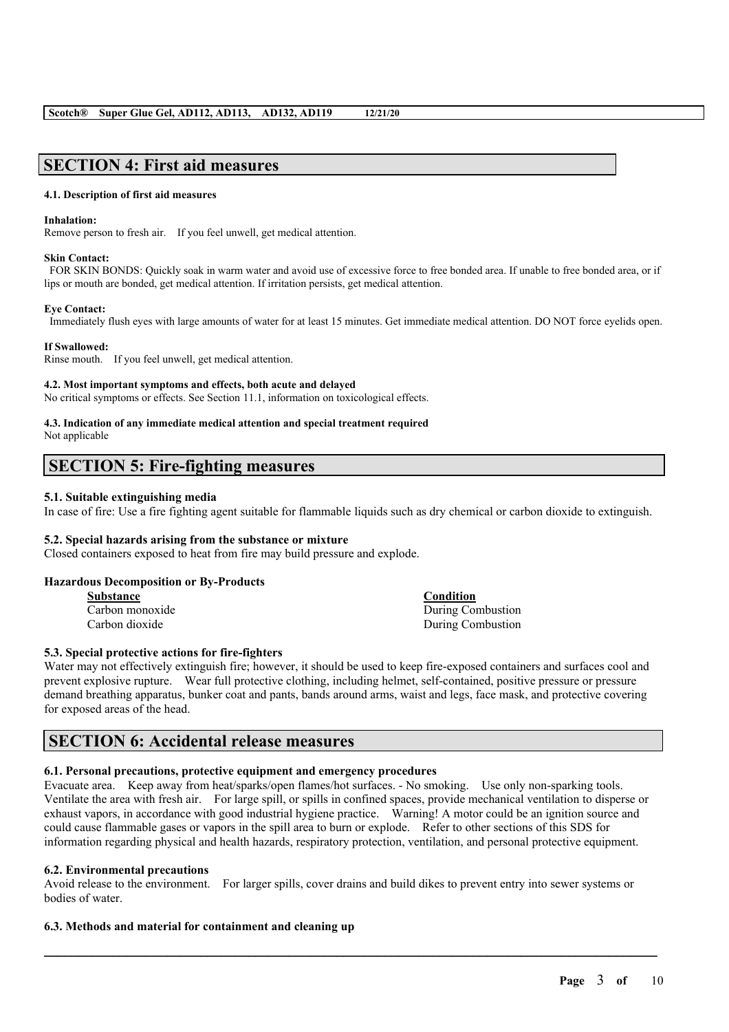## SECTION 4: First aid measures

#### 4.1. Description of first aid measures

**Inhalation:**
Remove person to fresh air. If you feel unwell, get medical attention.

**Skin Contact:**
FOR SKIN BONDS: Quickly soak in warm water and avoid use of excessive force to free bonded area. If unable to free bonded area, or if lips or mouth are bonded, get medical attention. If irritation persists, get medical attention.

**Eye Contact:**
Immediately flush eyes with large amounts of water for at least 15 minutes. Get immediate medical attention. DO NOT force eyelids open.

**If Swallowed:**
Rinse mouth. If you feel unwell, get medical attention.

#### 4.2. Most important symptoms and effects, both acute and delayed
No critical symptoms or effects. See Section 11.1, information on toxicological effects.

#### 4.3. Indication of any immediate medical attention and special treatment required
Not applicable

## SECTION 5: Fire-fighting measures

#### 5.1. Suitable extinguishing media
In case of fire: Use a fire fighting agent suitable for flammable liquids such as dry chemical or carbon dioxide to extinguish.

#### 5.2. Special hazards arising from the substance or mixture
Closed containers exposed to heat from fire may build pressure and explode.

**Hazardous Decomposition or By-Products**

| Substance | Condition |
|---|---|
| Carbon monoxide | During Combustion |
| Carbon dioxide | During Combustion |

#### 5.3. Special protective actions for fire-fighters
Water may not effectively extinguish fire; however, it should be used to keep fire-exposed containers and surfaces cool and prevent explosive rupture. Wear full protective clothing, including helmet, self-contained, positive pressure or pressure demand breathing apparatus, bunker coat and pants, bands around arms, waist and legs, face mask, and protective covering for exposed areas of the head.

## SECTION 6: Accidental release measures

#### 6.1. Personal precautions, protective equipment and emergency procedures
Evacuate area. Keep away from heat/sparks/open flames/hot surfaces. - No smoking. Use only non-sparking tools. Ventilate the area with fresh air. For large spill, or spills in confined spaces, provide mechanical ventilation to disperse or exhaust vapors, in accordance with good industrial hygiene practice. Warning! A motor could be an ignition source and could cause flammable gases or vapors in the spill area to burn or explode. Refer to other sections of this SDS for information regarding physical and health hazards, respiratory protection, ventilation, and personal protective equipment.

#### 6.2. Environmental precautions
Avoid release to the environment. For larger spills, cover drains and build dikes to prevent entry into sewer systems or bodies of water.

#### 6.3. Methods and material for containment and cleaning up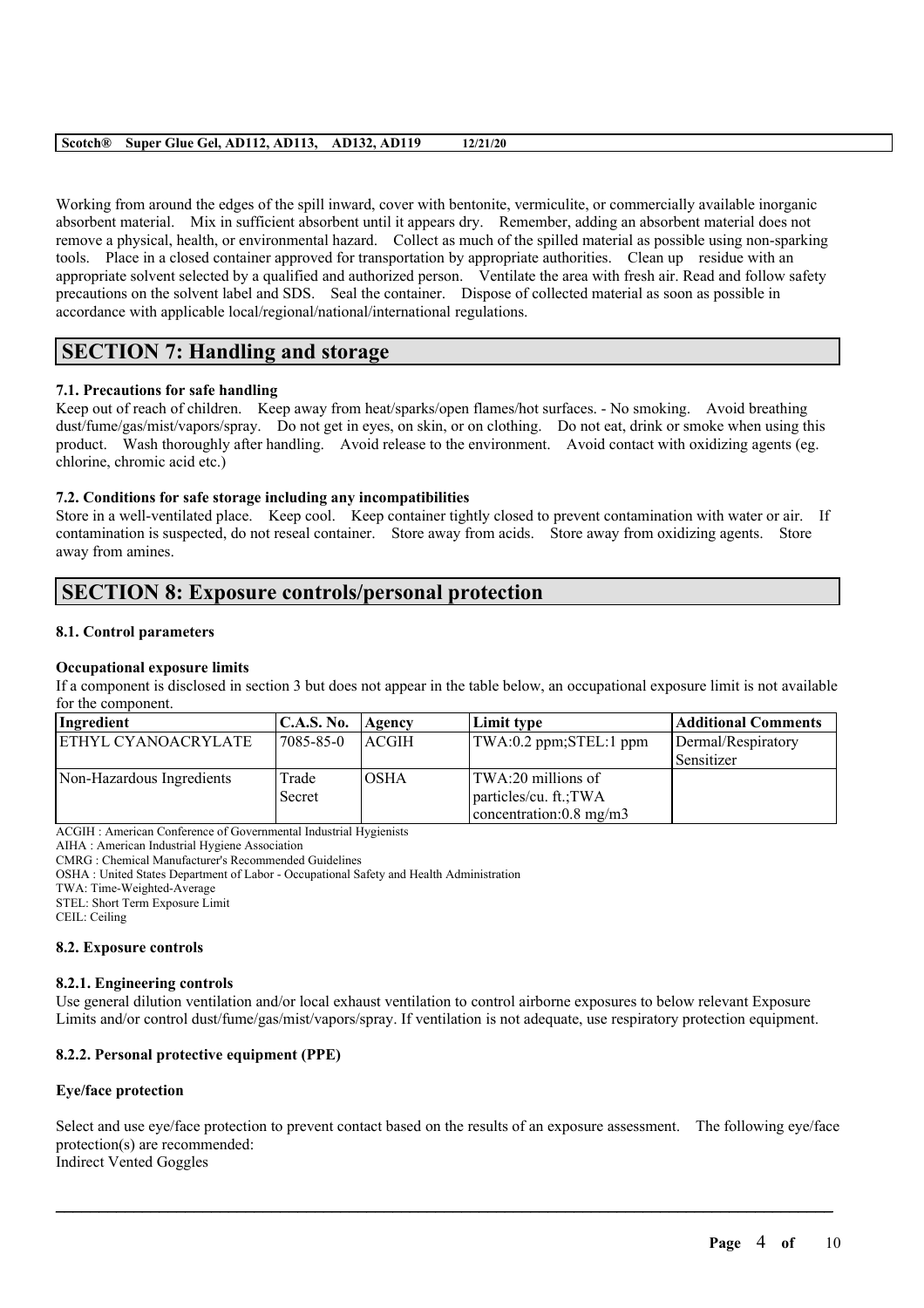Working from around the edges of the spill inward, cover with bentonite, vermiculite, or commercially available inorganic absorbent material. Mix in sufficient absorbent until it appears dry. Remember, adding an absorbent material does not remove a physical, health, or environmental hazard. Collect as much of the spilled material as possible using non-sparking tools. Place in a closed container approved for transportation by appropriate authorities. Clean up residue with an appropriate solvent selected by a qualified and authorized person. Ventilate the area with fresh air. Read and follow safety precautions on the solvent label and SDS. Seal the container. Dispose of collected material as soon as possible in accordance with applicable local/regional/national/international regulations.

## SECTION 7: Handling and storage

### 7.1. Precautions for safe handling

Keep out of reach of children. Keep away from heat/sparks/open flames/hot surfaces. - No smoking. Avoid breathing dust/fume/gas/mist/vapors/spray. Do not get in eyes, on skin, or on clothing. Do not eat, drink or smoke when using this product. Wash thoroughly after handling. Avoid release to the environment. Avoid contact with oxidizing agents (eg. chlorine, chromic acid etc.)

### 7.2. Conditions for safe storage including any incompatibilities

Store in a well-ventilated place. Keep cool. Keep container tightly closed to prevent contamination with water or air. If contamination is suspected, do not reseal container. Store away from acids. Store away from oxidizing agents. Store away from amines.

## SECTION 8: Exposure controls/personal protection

### 8.1. Control parameters

**Occupational exposure limits**

If a component is disclosed in section 3 but does not appear in the table below, an occupational exposure limit is not available for the component.

| Ingredient | C.A.S. No. | Agency | Limit type | Additional Comments |
|---|---|---|---|---|
| ETHYL CYANOACRYLATE | 7085-85-0 | ACGIH | TWA:0.2 ppm;STEL:1 ppm | Dermal/Respiratory Sensitizer |
| Non-Hazardous Ingredients | Trade Secret | OSHA | TWA:20 millions of particles/cu. ft.;TWA concentration:0.8 mg/m3 | |

ACGIH : American Conference of Governmental Industrial Hygienists
AIHA : American Industrial Hygiene Association
CMRG : Chemical Manufacturer's Recommended Guidelines
OSHA : United States Department of Labor - Occupational Safety and Health Administration
TWA: Time-Weighted-Average
STEL: Short Term Exposure Limit
CEIL: Ceiling

### 8.2. Exposure controls

#### 8.2.1. Engineering controls

Use general dilution ventilation and/or local exhaust ventilation to control airborne exposures to below relevant Exposure Limits and/or control dust/fume/gas/mist/vapors/spray. If ventilation is not adequate, use respiratory protection equipment.

#### 8.2.2. Personal protective equipment (PPE)

**Eye/face protection**

Select and use eye/face protection to prevent contact based on the results of an exposure assessment. The following eye/face protection(s) are recommended:
Indirect Vented Goggles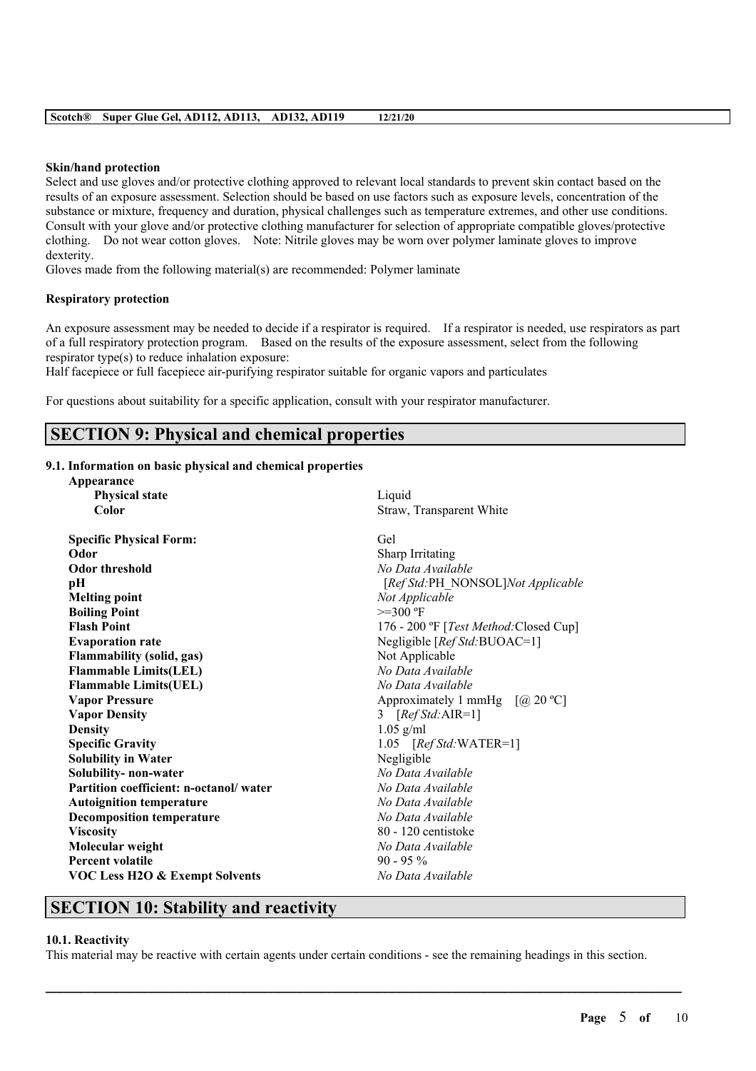**Skin/hand protection**

Select and use gloves and/or protective clothing approved to relevant local standards to prevent skin contact based on the results of an exposure assessment. Selection should be based on use factors such as exposure levels, concentration of the substance or mixture, frequency and duration, physical challenges such as temperature extremes, and other use conditions. Consult with your glove and/or protective clothing manufacturer for selection of appropriate compatible gloves/protective clothing. Do not wear cotton gloves. Note: Nitrile gloves may be worn over polymer laminate gloves to improve dexterity.

Gloves made from the following material(s) are recommended: Polymer laminate

**Respiratory protection**

An exposure assessment may be needed to decide if a respirator is required. If a respirator is needed, use respirators as part of a full respiratory protection program. Based on the results of the exposure assessment, select from the following respirator type(s) to reduce inhalation exposure:

Half facepiece or full facepiece air-purifying respirator suitable for organic vapors and particulates

For questions about suitability for a specific application, consult with your respirator manufacturer.

## SECTION 9: Physical and chemical properties

### 9.1. Information on basic physical and chemical properties

| Property | Value |
|---|---|
| **Appearance** | |
| **Physical state** | Liquid |
| **Color** | Straw, Transparent White |
| **Specific Physical Form:** | Gel |
| **Odor** | Sharp Irritating |
| **Odor threshold** | *No Data Available* |
| **pH** | [*Ref Std:*PH_NONSOL]*Not Applicable* |
| **Melting point** | *Not Applicable* |
| **Boiling Point** | >=300 ºF |
| **Flash Point** | 176 - 200 ºF [*Test Method:*Closed Cup] |
| **Evaporation rate** | Negligible [*Ref Std:*BUOAC=1] |
| **Flammability (solid, gas)** | Not Applicable |
| **Flammable Limits(LEL)** | *No Data Available* |
| **Flammable Limits(UEL)** | *No Data Available* |
| **Vapor Pressure** | Approximately 1 mmHg [@ 20 ºC] |
| **Vapor Density** | 3 [*Ref Std:*AIR=1] |
| **Density** | 1.05 g/ml |
| **Specific Gravity** | 1.05 [*Ref Std:*WATER=1] |
| **Solubility in Water** | Negligible |
| **Solubility- non-water** | *No Data Available* |
| **Partition coefficient: n-octanol/ water** | *No Data Available* |
| **Autoignition temperature** | *No Data Available* |
| **Decomposition temperature** | *No Data Available* |
| **Viscosity** | 80 - 120 centistoke |
| **Molecular weight** | *No Data Available* |
| **Percent volatile** | 90 - 95 % |
| **VOC Less H2O & Exempt Solvents** | *No Data Available* |

## SECTION 10: Stability and reactivity

### 10.1. Reactivity

This material may be reactive with certain agents under certain conditions - see the remaining headings in this section.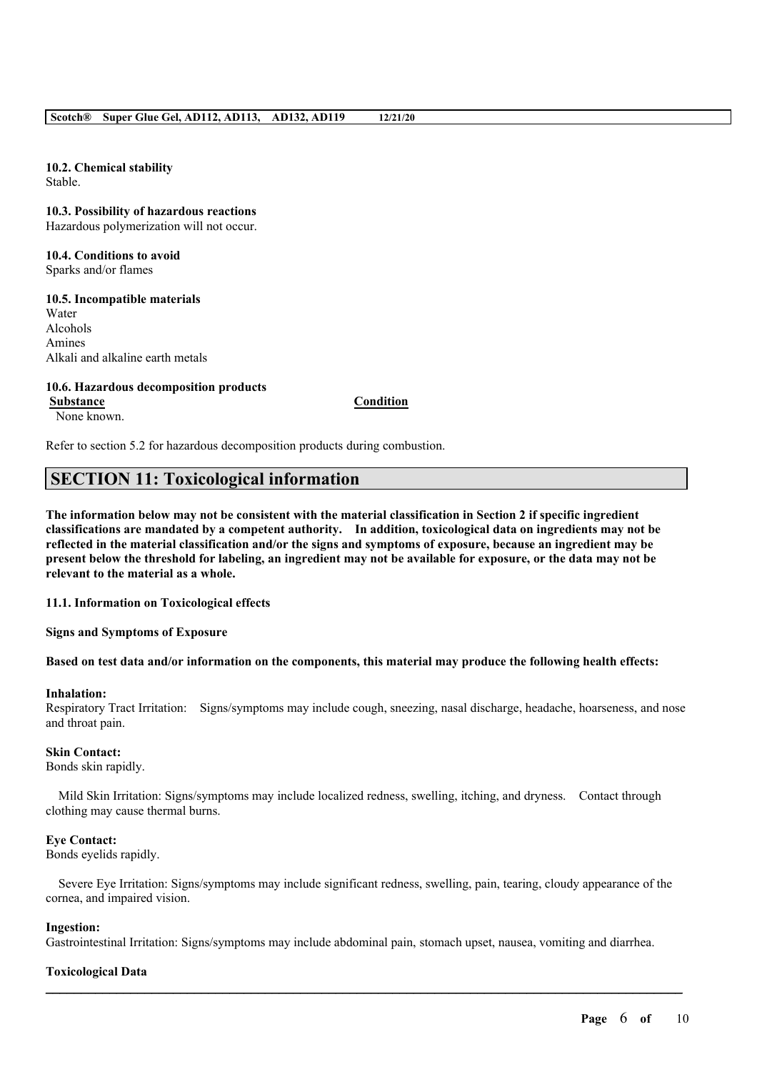**10.2. Chemical stability**
Stable.

**10.3. Possibility of hazardous reactions**
Hazardous polymerization will not occur.

**10.4. Conditions to avoid**
Sparks and/or flames

**10.5. Incompatible materials**
Water
Alcohols
Amines
Alkali and alkaline earth metals

**10.6. Hazardous decomposition products**

| Substance | Condition |
|---|---|
| None known. | |

Refer to section 5.2 for hazardous decomposition products during combustion.

## SECTION 11: Toxicological information

**The information below may not be consistent with the material classification in Section 2 if specific ingredient classifications are mandated by a competent authority. In addition, toxicological data on ingredients may not be reflected in the material classification and/or the signs and symptoms of exposure, because an ingredient may be present below the threshold for labeling, an ingredient may not be available for exposure, or the data may not be relevant to the material as a whole.**

**11.1. Information on Toxicological effects**

**Signs and Symptoms of Exposure**

**Based on test data and/or information on the components, this material may produce the following health effects:**

**Inhalation:**
Respiratory Tract Irritation: Signs/symptoms may include cough, sneezing, nasal discharge, headache, hoarseness, and nose and throat pain.

**Skin Contact:**
Bonds skin rapidly.

Mild Skin Irritation: Signs/symptoms may include localized redness, swelling, itching, and dryness. Contact through clothing may cause thermal burns.

**Eye Contact:**
Bonds eyelids rapidly.

Severe Eye Irritation: Signs/symptoms may include significant redness, swelling, pain, tearing, cloudy appearance of the cornea, and impaired vision.

**Ingestion:**
Gastrointestinal Irritation: Signs/symptoms may include abdominal pain, stomach upset, nausea, vomiting and diarrhea.

**Toxicological Data**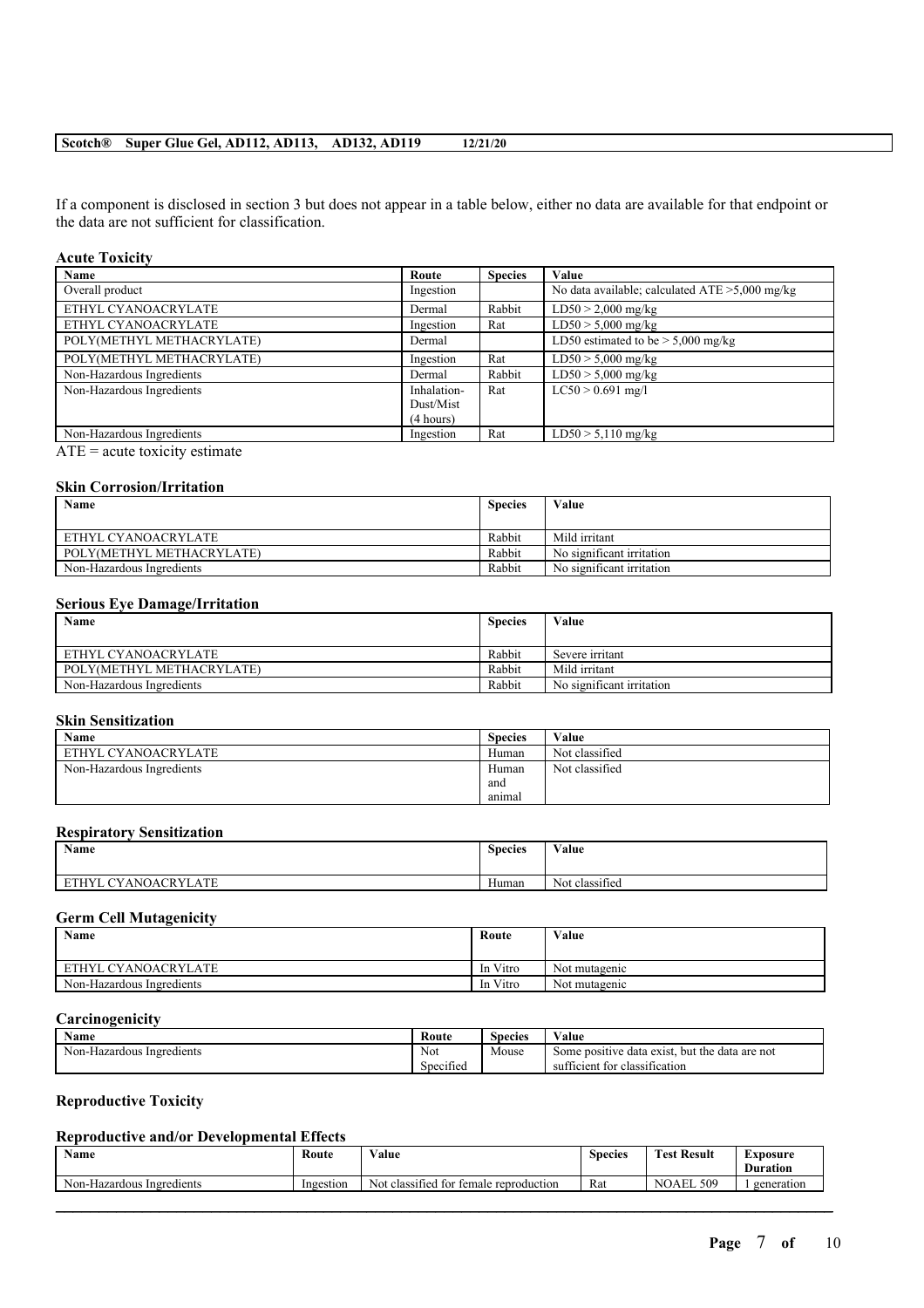If a component is disclosed in section 3 but does not appear in a table below, either no data are available for that endpoint or the data are not sufficient for classification.

**Acute Toxicity**

| Name | Route | Species | Value |
| --- | --- | --- | --- |
| Overall product | Ingestion | | No data available; calculated ATE >5,000 mg/kg |
| ETHYL CYANOACRYLATE | Dermal | Rabbit | LD50 > 2,000 mg/kg |
| ETHYL CYANOACRYLATE | Ingestion | Rat | LD50 > 5,000 mg/kg |
| POLY(METHYL METHACRYLATE) | Dermal | | LD50 estimated to be > 5,000 mg/kg |
| POLY(METHYL METHACRYLATE) | Ingestion | Rat | LD50 > 5,000 mg/kg |
| Non-Hazardous Ingredients | Dermal | Rabbit | LD50 > 5,000 mg/kg |
| Non-Hazardous Ingredients | Inhalation-Dust/Mist (4 hours) | Rat | LC50 > 0.691 mg/l |
| Non-Hazardous Ingredients | Ingestion | Rat | LD50 > 5,110 mg/kg |

ATE = acute toxicity estimate

**Skin Corrosion/Irritation**

| Name | Species | Value |
| --- | --- | --- |
| ETHYL CYANOACRYLATE | Rabbit | Mild irritant |
| POLY(METHYL METHACRYLATE) | Rabbit | No significant irritation |
| Non-Hazardous Ingredients | Rabbit | No significant irritation |

**Serious Eye Damage/Irritation**

| Name | Species | Value |
| --- | --- | --- |
| ETHYL CYANOACRYLATE | Rabbit | Severe irritant |
| POLY(METHYL METHACRYLATE) | Rabbit | Mild irritant |
| Non-Hazardous Ingredients | Rabbit | No significant irritation |

**Skin Sensitization**

| Name | Species | Value |
| --- | --- | --- |
| ETHYL CYANOACRYLATE | Human | Not classified |
| Non-Hazardous Ingredients | Human and animal | Not classified |

**Respiratory Sensitization**

| Name | Species | Value |
| --- | --- | --- |
| ETHYL CYANOACRYLATE | Human | Not classified |

**Germ Cell Mutagenicity**

| Name | Route | Value |
| --- | --- | --- |
| ETHYL CYANOACRYLATE | In Vitro | Not mutagenic |
| Non-Hazardous Ingredients | In Vitro | Not mutagenic |

**Carcinogenicity**

| Name | Route | Species | Value |
| --- | --- | --- | --- |
| Non-Hazardous Ingredients | Not Specified | Mouse | Some positive data exist, but the data are not sufficient for classification |

**Reproductive Toxicity**

**Reproductive and/or Developmental Effects**

| Name | Route | Value | Species | Test Result | Exposure Duration |
| --- | --- | --- | --- | --- | --- |
| Non-Hazardous Ingredients | Ingestion | Not classified for female reproduction | Rat | NOAEL 509 | 1 generation |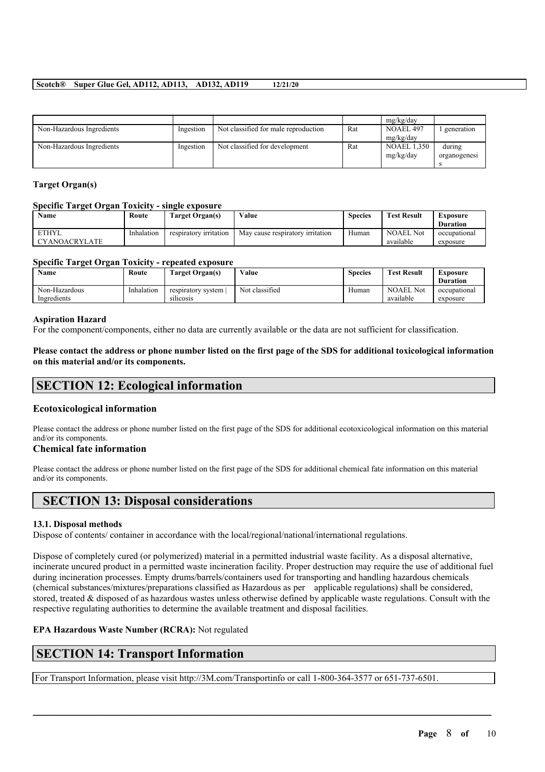| | | | | mg/kg/day | |
|---|---|---|---|---|---|
| Non-Hazardous Ingredients | Ingestion | Not classified for male reproduction | Rat | NOAEL 497 mg/kg/day | 1 generation |
| Non-Hazardous Ingredients | Ingestion | Not classified for development | Rat | NOAEL 1,350 mg/kg/day | during organogenesis |

**Target Organ(s)**

**Specific Target Organ Toxicity - single exposure**

| Name | Route | Target Organ(s) | Value | Species | Test Result | Exposure Duration |
|---|---|---|---|---|---|---|
| ETHYL CYANOACRYLATE | Inhalation | respiratory irritation | May cause respiratory irritation | Human | NOAEL Not available | occupational exposure |

**Specific Target Organ Toxicity - repeated exposure**

| Name | Route | Target Organ(s) | Value | Species | Test Result | Exposure Duration |
|---|---|---|---|---|---|---|
| Non-Hazardous Ingredients | Inhalation | respiratory system \| silicosis | Not classified | Human | NOAEL Not available | occupational exposure |

**Aspiration Hazard**

For the component/components, either no data are currently available or the data are not sufficient for classification.

**Please contact the address or phone number listed on the first page of the SDS for additional toxicological information on this material and/or its components.**

## SECTION 12: Ecological information

### Ecotoxicological information

Please contact the address or phone number listed on the first page of the SDS for additional ecotoxicological information on this material and/or its components.

### Chemical fate information

Please contact the address or phone number listed on the first page of the SDS for additional chemical fate information on this material and/or its components.

## SECTION 13: Disposal considerations

**13.1. Disposal methods**

Dispose of contents/ container in accordance with the local/regional/national/international regulations.

Dispose of completely cured (or polymerized) material in a permitted industrial waste facility. As a disposal alternative, incinerate uncured product in a permitted waste incineration facility. Proper destruction may require the use of additional fuel during incineration processes. Empty drums/barrels/containers used for transporting and handling hazardous chemicals (chemical substances/mixtures/preparations classified as Hazardous as per applicable regulations) shall be considered, stored, treated & disposed of as hazardous wastes unless otherwise defined by applicable waste regulations. Consult with the respective regulating authorities to determine the available treatment and disposal facilities.

**EPA Hazardous Waste Number (RCRA):** Not regulated

## SECTION 14: Transport Information

For Transport Information, please visit http://3M.com/Transportinfo or call 1-800-364-3577 or 651-737-6501.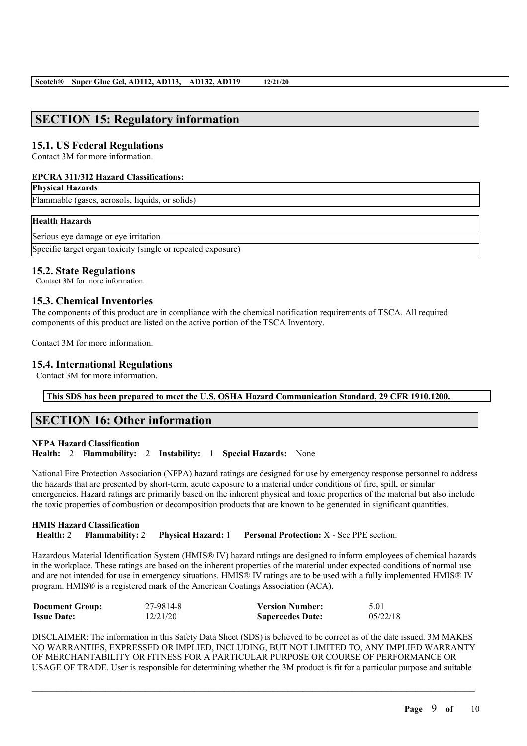## SECTION 15: Regulatory information

### 15.1. US Federal Regulations

Contact 3M for more information.

**EPCRA 311/312 Hazard Classifications:**

| Physical Hazards |
| --- |
| Flammable (gases, aerosols, liquids, or solids) |

| Health Hazards |
| --- |
| Serious eye damage or eye irritation |
| Specific target organ toxicity (single or repeated exposure) |

### 15.2. State Regulations

Contact 3M for more information.

### 15.3. Chemical Inventories

The components of this product are in compliance with the chemical notification requirements of TSCA. All required components of this product are listed on the active portion of the TSCA Inventory.

Contact 3M for more information.

### 15.4. International Regulations

Contact 3M for more information.

**This SDS has been prepared to meet the U.S. OSHA Hazard Communication Standard, 29 CFR 1910.1200.**

## SECTION 16: Other information

**NFPA Hazard Classification**

**Health:** 2 **Flammability:** 2 **Instability:** 1 **Special Hazards:** None

National Fire Protection Association (NFPA) hazard ratings are designed for use by emergency response personnel to address the hazards that are presented by short-term, acute exposure to a material under conditions of fire, spill, or similar emergencies. Hazard ratings are primarily based on the inherent physical and toxic properties of the material but also include the toxic properties of combustion or decomposition products that are known to be generated in significant quantities.

**HMIS Hazard Classification**

**Health:** 2 **Flammability:** 2 **Physical Hazard:** 1 **Personal Protection:** X - See PPE section.

Hazardous Material Identification System (HMIS® IV) hazard ratings are designed to inform employees of chemical hazards in the workplace. These ratings are based on the inherent properties of the material under expected conditions of normal use and are not intended for use in emergency situations. HMIS® IV ratings are to be used with a fully implemented HMIS® IV program. HMIS® is a registered mark of the American Coatings Association (ACA).

| **Document Group:** | 27-9814-8 | **Version Number:** | 5.01 |
| --- | --- | --- | --- |
| **Issue Date:** | 12/21/20 | **Supercedes Date:** | 05/22/18 |

DISCLAIMER: The information in this Safety Data Sheet (SDS) is believed to be correct as of the date issued. 3M MAKES NO WARRANTIES, EXPRESSED OR IMPLIED, INCLUDING, BUT NOT LIMITED TO, ANY IMPLIED WARRANTY OF MERCHANTABILITY OR FITNESS FOR A PARTICULAR PURPOSE OR COURSE OF PERFORMANCE OR USAGE OF TRADE. User is responsible for determining whether the 3M product is fit for a particular purpose and suitable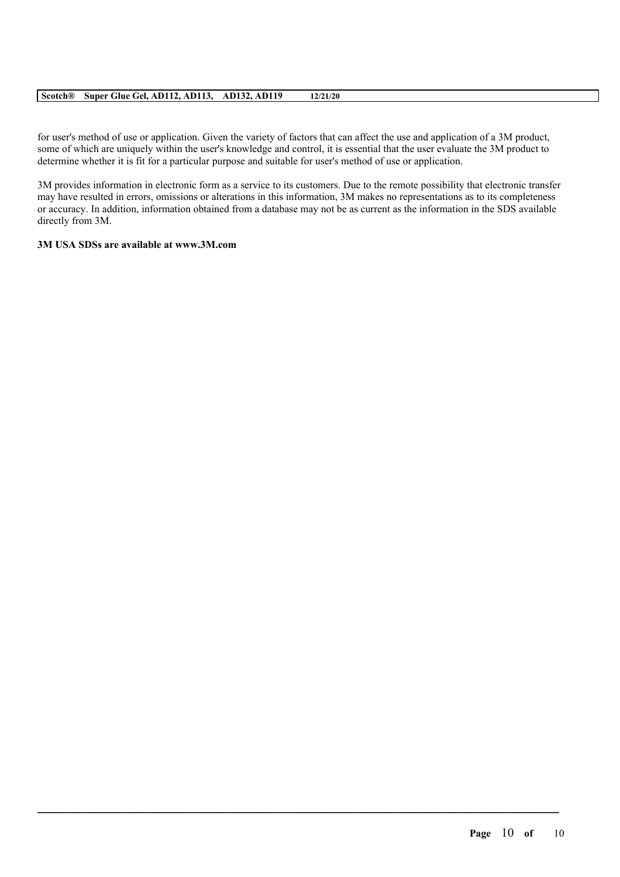for user's method of use or application. Given the variety of factors that can affect the use and application of a 3M product, some of which are uniquely within the user's knowledge and control, it is essential that the user evaluate the 3M product to determine whether it is fit for a particular purpose and suitable for user's method of use or application.

3M provides information in electronic form as a service to its customers. Due to the remote possibility that electronic transfer may have resulted in errors, omissions or alterations in this information, 3M makes no representations as to its completeness or accuracy. In addition, information obtained from a database may not be as current as the information in the SDS available directly from 3M.

**3M USA SDSs are available at www.3M.com**